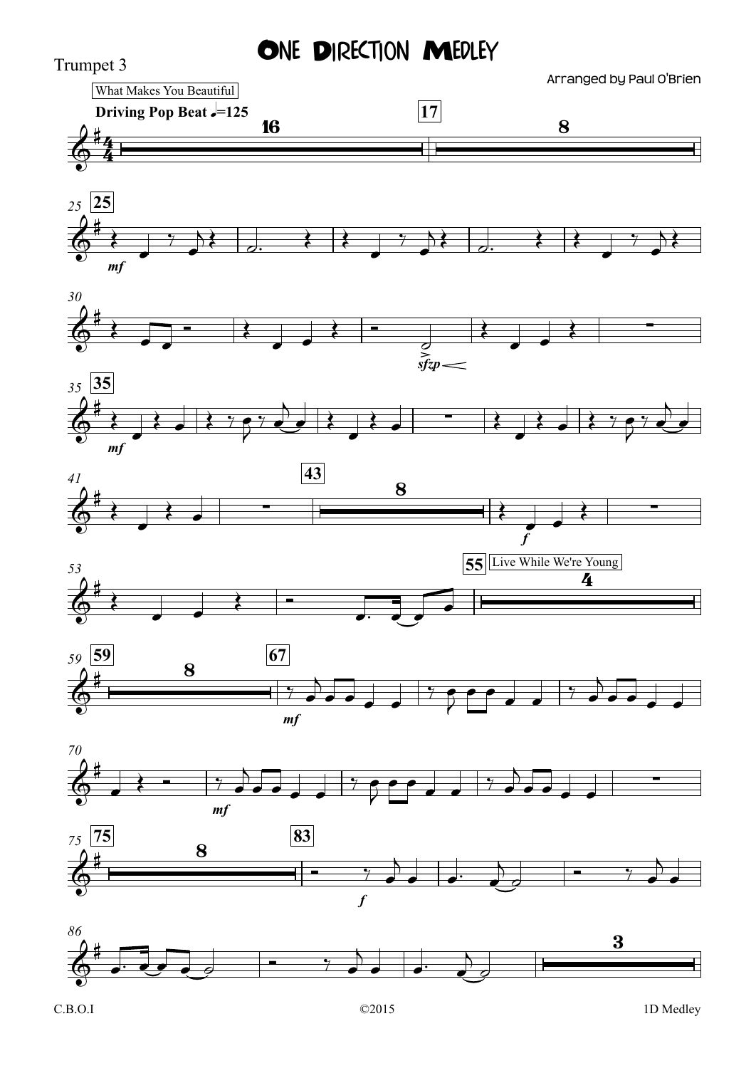# One Direction Medley

Trumpet 3

Arranged by Paul O'Brien

What Makes You Beautiful

**Driving Pop Beat** ♩=125

Live While We're Young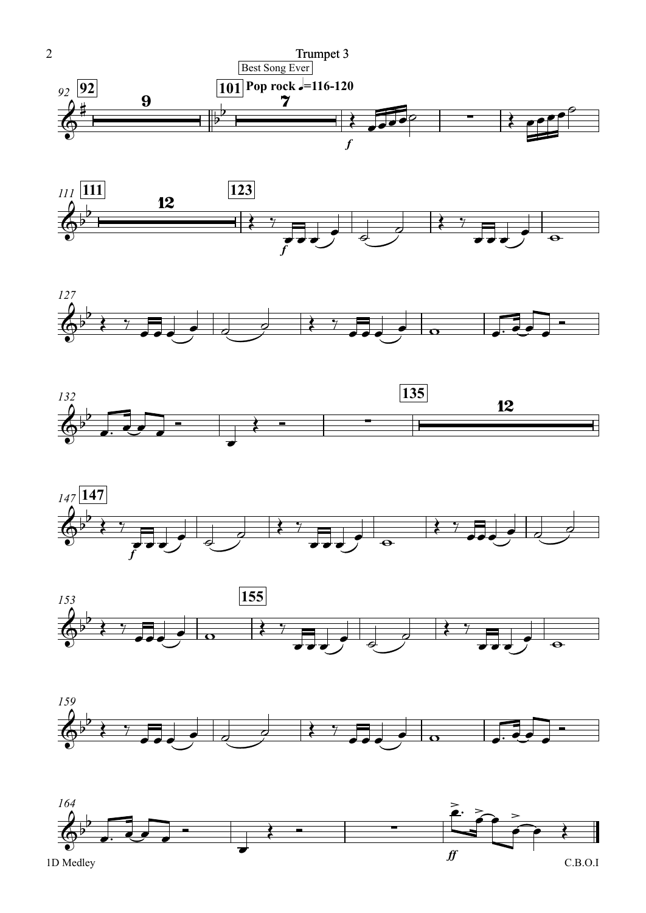Best Song Ever

**Pop rock** ♩=116-120